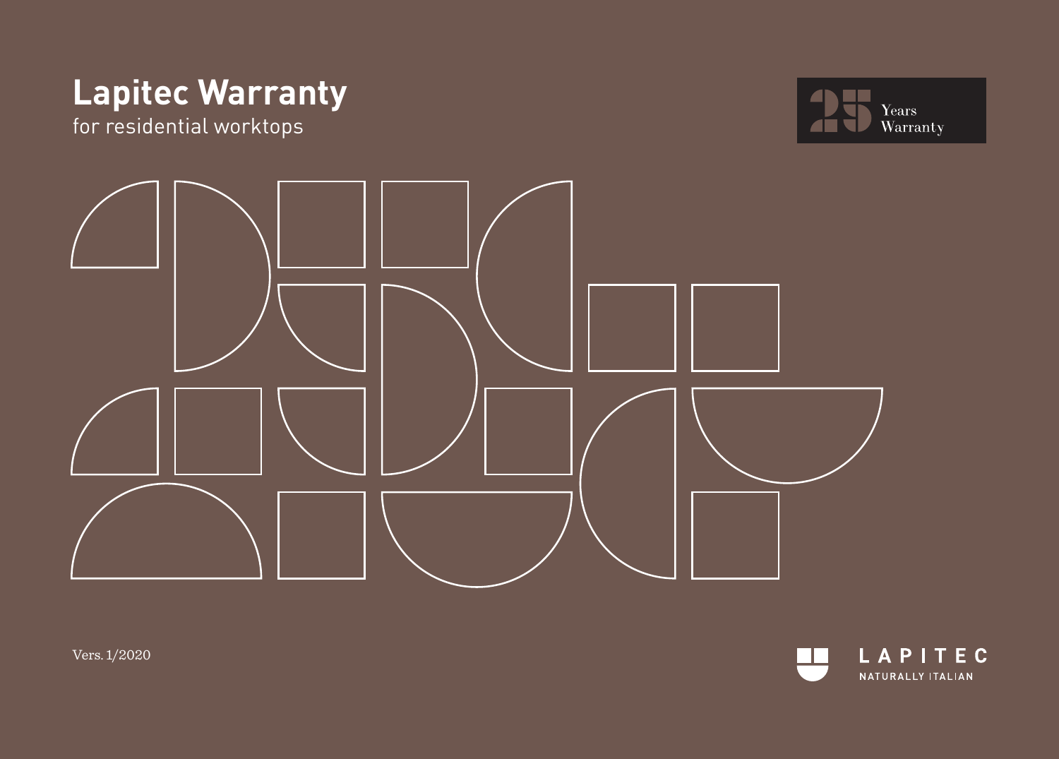# Lapitec Warranty

for residential worktops

25 Years Warranty

Vers. 1/2020

LAPITEC

NATURALLY ITALIAN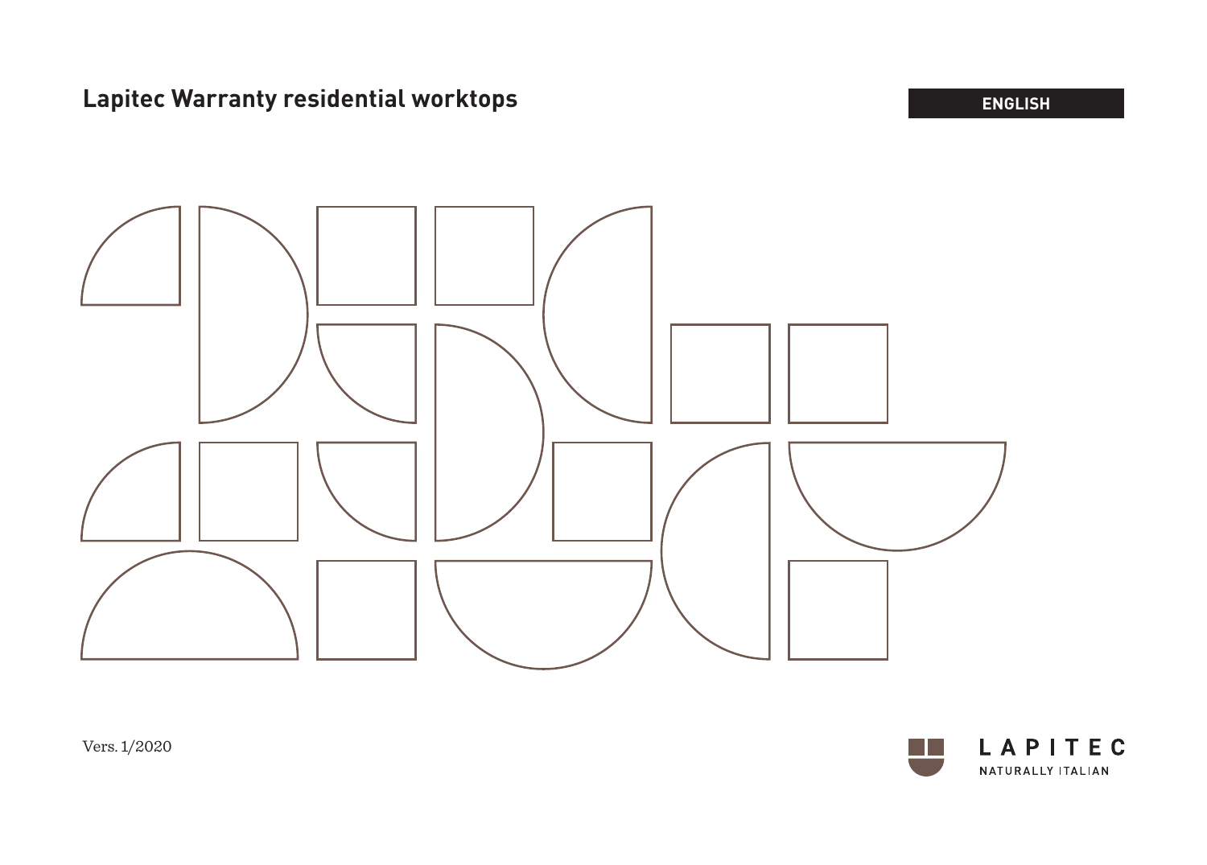# Lapitec Warranty residential worktops

ENGLISH

Vers. 1/2020

LAPITEC

NATURALLY ITALIAN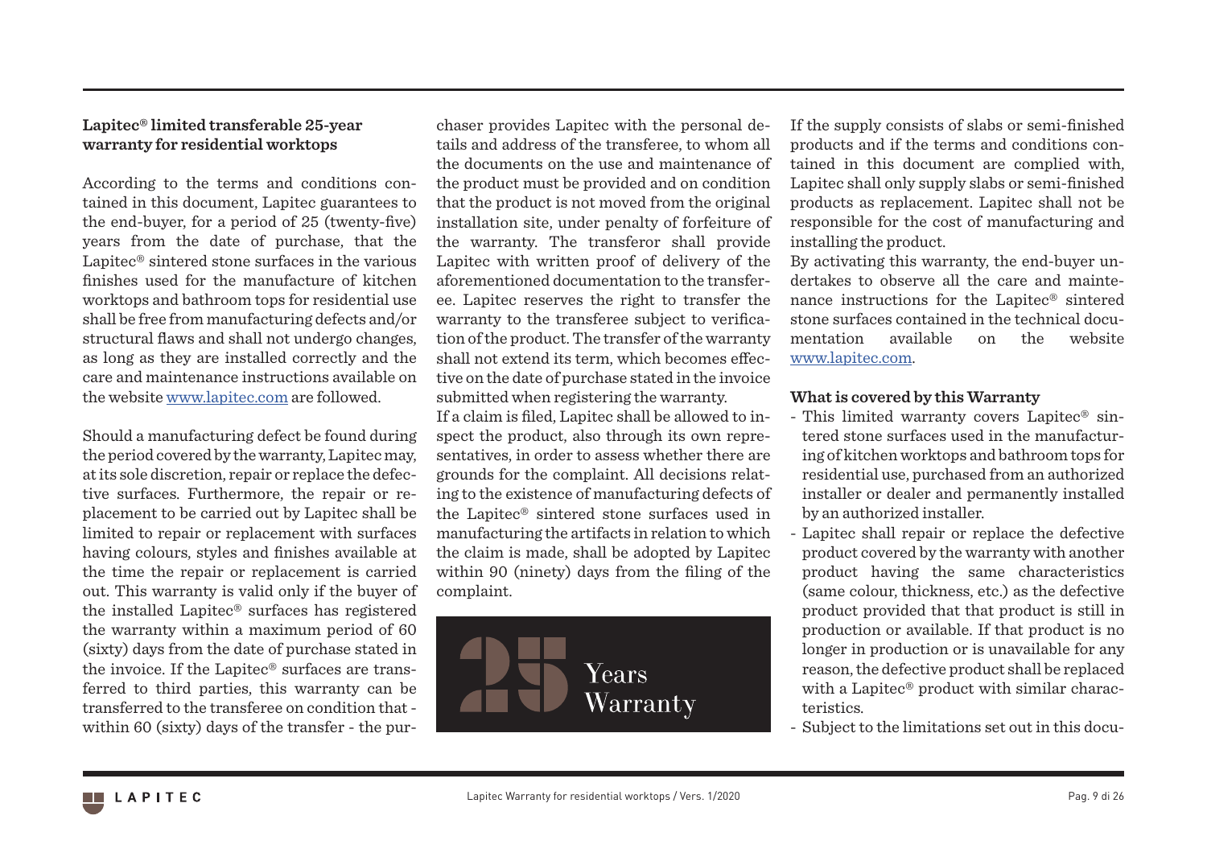**Lapitec® limited transferable 25-year warranty for residential worktops**

According to the terms and conditions contained in this document, Lapitec guarantees to the end-buyer, for a period of 25 (twenty-five) years from the date of purchase, that the Lapitec® sintered stone surfaces in the various finishes used for the manufacture of kitchen worktops and bathroom tops for residential use shall be free from manufacturing defects and/or structural flaws and shall not undergo changes, as long as they are installed correctly and the care and maintenance instructions available on the website www.lapitec.com are followed.

Should a manufacturing defect be found during the period covered by the warranty, Lapitec may, at its sole discretion, repair or replace the defective surfaces. Furthermore, the repair or replacement to be carried out by Lapitec shall be limited to repair or replacement with surfaces having colours, styles and finishes available at the time the repair or replacement is carried out. This warranty is valid only if the buyer of the installed Lapitec® surfaces has registered the warranty within a maximum period of 60 (sixty) days from the date of purchase stated in the invoice. If the Lapitec® surfaces are transferred to third parties, this warranty can be transferred to the transferee on condition that - within 60 (sixty) days of the transfer - the purchaser provides Lapitec with the personal details and address of the transferee, to whom all the documents on the use and maintenance of the product must be provided and on condition that the product is not moved from the original installation site, under penalty of forfeiture of the warranty. The transferor shall provide Lapitec with written proof of delivery of the aforementioned documentation to the transferee. Lapitec reserves the right to transfer the warranty to the transferee subject to verification of the product. The transfer of the warranty shall not extend its term, which becomes effective on the date of purchase stated in the invoice submitted when registering the warranty.

If a claim is filed, Lapitec shall be allowed to inspect the product, also through its own representatives, in order to assess whether there are grounds for the complaint. All decisions relating to the existence of manufacturing defects of the Lapitec® sintered stone surfaces used in manufacturing the artifacts in relation to which the claim is made, shall be adopted by Lapitec within 90 (ninety) days from the filing of the complaint.

25 Years Warranty

If the supply consists of slabs or semi-finished products and if the terms and conditions contained in this document are complied with, Lapitec shall only supply slabs or semi-finished products as replacement. Lapitec shall not be responsible for the cost of manufacturing and installing the product.

By activating this warranty, the end-buyer undertakes to observe all the care and maintenance instructions for the Lapitec® sintered stone surfaces contained in the technical documentation available on the website www.lapitec.com.

**What is covered by this Warranty**

- This limited warranty covers Lapitec® sintered stone surfaces used in the manufacturing of kitchen worktops and bathroom tops for residential use, purchased from an authorized installer or dealer and permanently installed by an authorized installer.
- Lapitec shall repair or replace the defective product covered by the warranty with another product having the same characteristics (same colour, thickness, etc.) as the defective product provided that that product is still in production or available. If that product is no longer in production or is unavailable for any reason, the defective product shall be replaced with a Lapitec® product with similar characteristics.
- Subject to the limitations set out in this docu-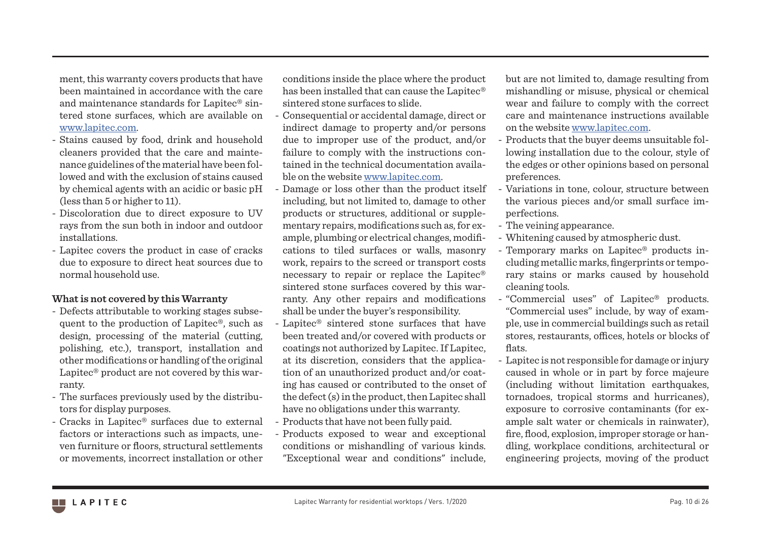ment, this warranty covers products that have been maintained in accordance with the care and maintenance standards for Lapitec® sintered stone surfaces, which are available on www.lapitec.com.

- Stains caused by food, drink and household cleaners provided that the care and maintenance guidelines of the material have been followed and with the exclusion of stains caused by chemical agents with an acidic or basic pH (less than 5 or higher to 11).
- Discoloration due to direct exposure to UV rays from the sun both in indoor and outdoor installations.
- Lapitec covers the product in case of cracks due to exposure to direct heat sources due to normal household use.

**What is not covered by this Warranty**

- Defects attributable to working stages subsequent to the production of Lapitec®, such as design, processing of the material (cutting, polishing, etc.), transport, installation and other modifications or handling of the original Lapitec® product are not covered by this warranty.
- The surfaces previously used by the distributors for display purposes.
- Cracks in Lapitec® surfaces due to external factors or interactions such as impacts, uneven furniture or floors, structural settlements or movements, incorrect installation or other conditions inside the place where the product has been installed that can cause the Lapitec® sintered stone surfaces to slide.
- Consequential or accidental damage, direct or indirect damage to property and/or persons due to improper use of the product, and/or failure to comply with the instructions contained in the technical documentation available on the website www.lapitec.com.
- Damage or loss other than the product itself including, but not limited to, damage to other products or structures, additional or supplementary repairs, modifications such as, for example, plumbing or electrical changes, modifications to tiled surfaces or walls, masonry work, repairs to the screed or transport costs necessary to repair or replace the Lapitec® sintered stone surfaces covered by this warranty. Any other repairs and modifications shall be under the buyer's responsibility.
- Lapitec® sintered stone surfaces that have been treated and/or covered with products or coatings not authorized by Lapitec. If Lapitec, at its discretion, considers that the application of an unauthorized product and/or coating has caused or contributed to the onset of the defect (s) in the product, then Lapitec shall have no obligations under this warranty.
- Products that have not been fully paid.
- Products exposed to wear and exceptional conditions or mishandling of various kinds. "Exceptional wear and conditions" include, but are not limited to, damage resulting from mishandling or misuse, physical or chemical wear and failure to comply with the correct care and maintenance instructions available on the website www.lapitec.com.
- Products that the buyer deems unsuitable following installation due to the colour, style of the edges or other opinions based on personal preferences.
- Variations in tone, colour, structure between the various pieces and/or small surface imperfections.
- The veining appearance.
- Whitening caused by atmospheric dust.
- Temporary marks on Lapitec® products including metallic marks, fingerprints or temporary stains or marks caused by household cleaning tools.
- "Commercial uses" of Lapitec® products. "Commercial uses" include, by way of example, use in commercial buildings such as retail stores, restaurants, offices, hotels or blocks of flats.
- Lapitec is not responsible for damage or injury caused in whole or in part by force majeure (including without limitation earthquakes, tornadoes, tropical storms and hurricanes), exposure to corrosive contaminants (for example salt water or chemicals in rainwater), fire, flood, explosion, improper storage or handling, workplace conditions, architectural or engineering projects, moving of the product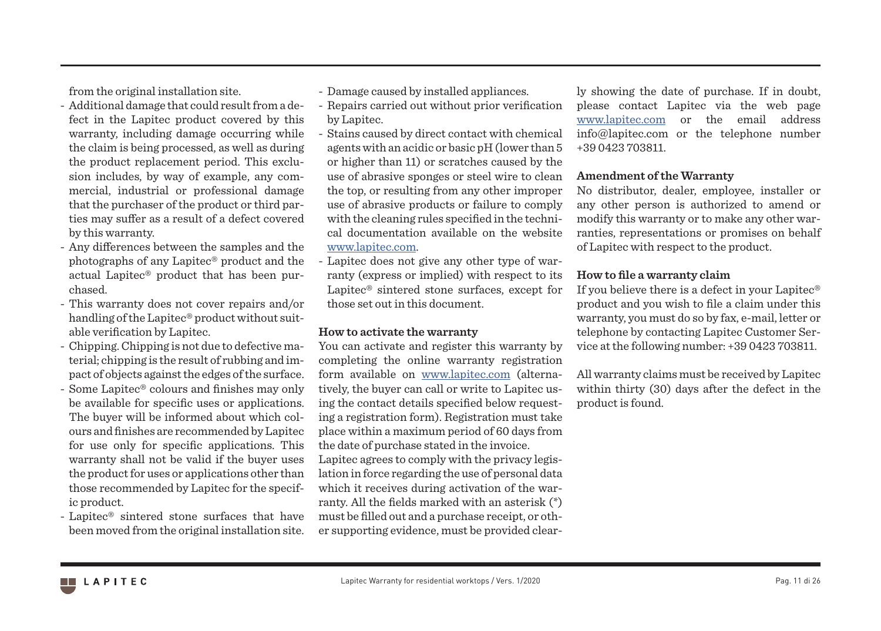from the original installation site.

- Additional damage that could result from a defect in the Lapitec product covered by this warranty, including damage occurring while the claim is being processed, as well as during the product replacement period. This exclusion includes, by way of example, any commercial, industrial or professional damage that the purchaser of the product or third parties may suffer as a result of a defect covered by this warranty.
- Any differences between the samples and the photographs of any Lapitec® product and the actual Lapitec® product that has been purchased.
- This warranty does not cover repairs and/or handling of the Lapitec® product without suitable verification by Lapitec.
- Chipping. Chipping is not due to defective material; chipping is the result of rubbing and impact of objects against the edges of the surface.
- Some Lapitec® colours and finishes may only be available for specific uses or applications. The buyer will be informed about which colours and finishes are recommended by Lapitec for use only for specific applications. This warranty shall not be valid if the buyer uses the product for uses or applications other than those recommended by Lapitec for the specific product.
- Lapitec® sintered stone surfaces that have been moved from the original installation site.
- Damage caused by installed appliances.
- Repairs carried out without prior verification by Lapitec.
- Stains caused by direct contact with chemical agents with an acidic or basic pH (lower than 5 or higher than 11) or scratches caused by the use of abrasive sponges or steel wire to clean the top, or resulting from any other improper use of abrasive products or failure to comply with the cleaning rules specified in the technical documentation available on the website www.lapitec.com.
- Lapitec does not give any other type of warranty (express or implied) with respect to its Lapitec® sintered stone surfaces, except for those set out in this document.

**How to activate the warranty**

You can activate and register this warranty by completing the online warranty registration form available on www.lapitec.com (alternatively, the buyer can call or write to Lapitec using the contact details specified below requesting a registration form). Registration must take place within a maximum period of 60 days from the date of purchase stated in the invoice.
Lapitec agrees to comply with the privacy legislation in force regarding the use of personal data which it receives during activation of the warranty. All the fields marked with an asterisk (*) must be filled out and a purchase receipt, or other supporting evidence, must be provided clearly showing the date of purchase. If in doubt, please contact Lapitec via the web page www.lapitec.com or the email address info@lapitec.com or the telephone number +39 0423 703811.

**Amendment of the Warranty**

No distributor, dealer, employee, installer or any other person is authorized to amend or modify this warranty or to make any other warranties, representations or promises on behalf of Lapitec with respect to the product.

**How to file a warranty claim**

If you believe there is a defect in your Lapitec® product and you wish to file a claim under this warranty, you must do so by fax, e-mail, letter or telephone by contacting Lapitec Customer Service at the following number: +39 0423 703811.

All warranty claims must be received by Lapitec within thirty (30) days after the defect in the product is found.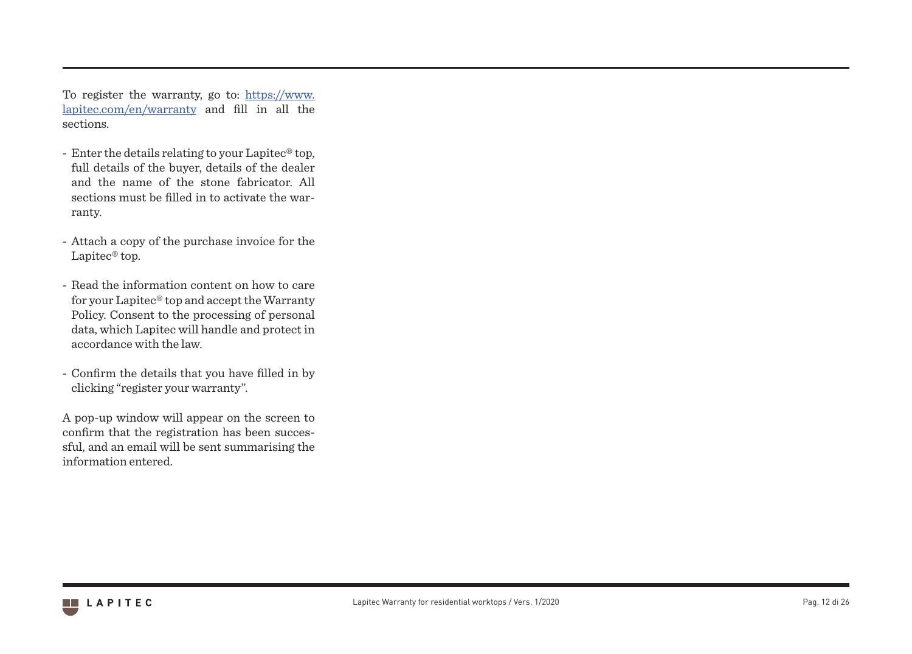To register the warranty, go to: [https://www.lapitec.com/en/warranty](https://www.lapitec.com/en/warranty) and fill in all the sections.

- Enter the details relating to your Lapitec® top, full details of the buyer, details of the dealer and the name of the stone fabricator. All sections must be filled in to activate the warranty.

- Attach a copy of the purchase invoice for the Lapitec® top.

- Read the information content on how to care for your Lapitec® top and accept the Warranty Policy. Consent to the processing of personal data, which Lapitec will handle and protect in accordance with the law.

- Confirm the details that you have filled in by clicking "register your warranty".

A pop-up window will appear on the screen to confirm that the registration has been successful, and an email will be sent summarising the information entered.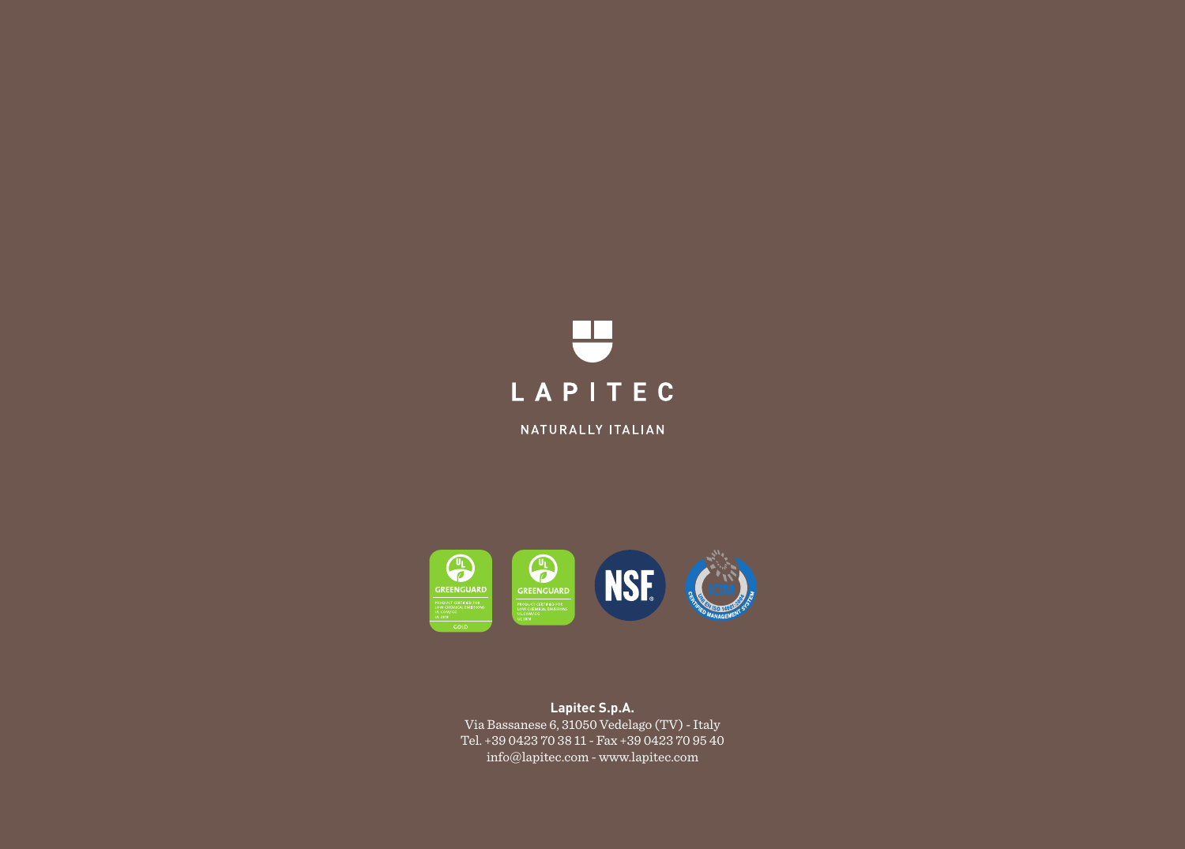LAPITEC

NATURALLY ITALIAN

**Lapitec S.p.A.**
Via Bassanese 6, 31050 Vedelago (TV) - Italy
Tel. +39 0423 70 38 11 - Fax +39 0423 70 95 40
info@lapitec.com - www.lapitec.com